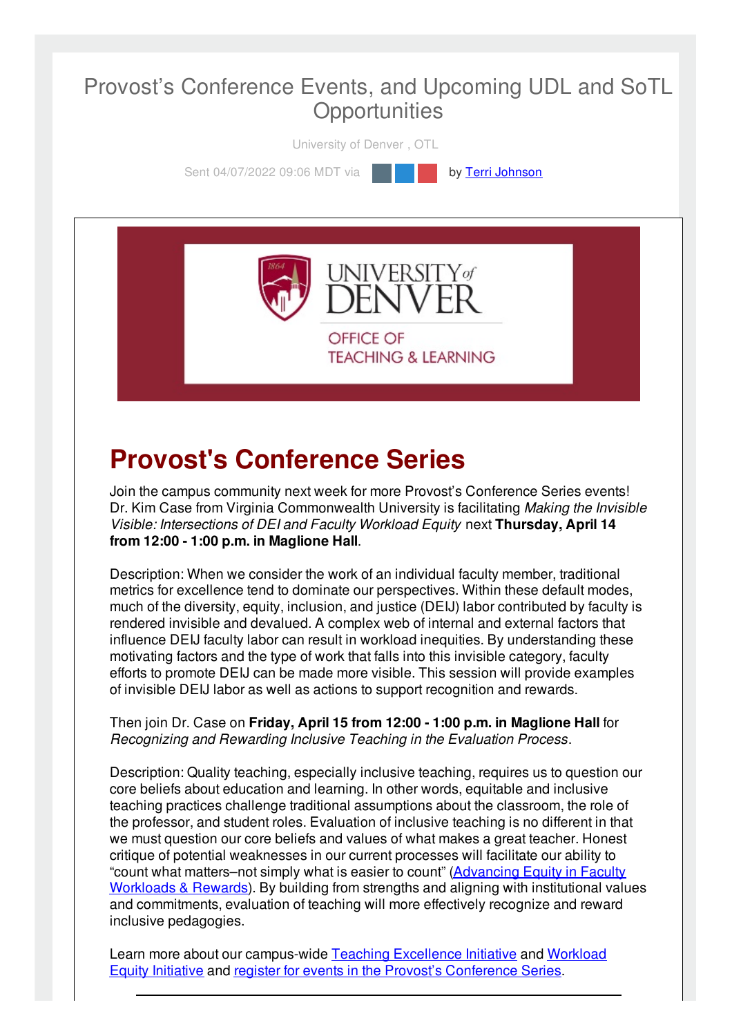# Provost's Conference Events, and Upcoming UDL and SoTL Opportunities

University of Denver , OTL

Sent 04/07/2022 09:06 MDT via by [Terri Johnson]

## Provost's Conference Series

Join the campus community next week for more Provost's Conference Series events! Dr. Kim Case from Virginia Commonwealth University is facilitating *Making the Invisible Visible: Intersections of DEI and Faculty Workload Equity* next **Thursday, April 14 from 12:00 - 1:00 p.m. in Maglione Hall**.

Description: When we consider the work of an individual faculty member, traditional metrics for excellence tend to dominate our perspectives. Within these default modes, much of the diversity, equity, inclusion, and justice (DEIJ) labor contributed by faculty is rendered invisible and devalued. A complex web of internal and external factors that influence DEIJ faculty labor can result in workload inequities. By understanding these motivating factors and the type of work that falls into this invisible category, faculty efforts to promote DEIJ can be made more visible. This session will provide examples of invisible DEIJ labor as well as actions to support recognition and rewards.

Then join Dr. Case on **Friday, April 15 from 12:00 - 1:00 p.m. in Maglione Hall** for *Recognizing and Rewarding Inclusive Teaching in the Evaluation Process*.

Description: Quality teaching, especially inclusive teaching, requires us to question our core beliefs about education and learning. In other words, equitable and inclusive teaching practices challenge traditional assumptions about the classroom, the role of the professor, and student roles. Evaluation of inclusive teaching is no different in that we must question our core beliefs and values of what makes a great teacher. Honest critique of potential weaknesses in our current processes will facilitate our ability to "count what matters–not simply what is easier to count" ([Advancing Equity in Faculty Workloads & Rewards]). By building from strengths and aligning with institutional values and commitments, evaluation of teaching will more effectively recognize and reward inclusive pedagogies.

Learn more about our campus-wide [Teaching Excellence Initiative] and [Workload Equity Initiative] and [register for events in the Provost's Conference Series].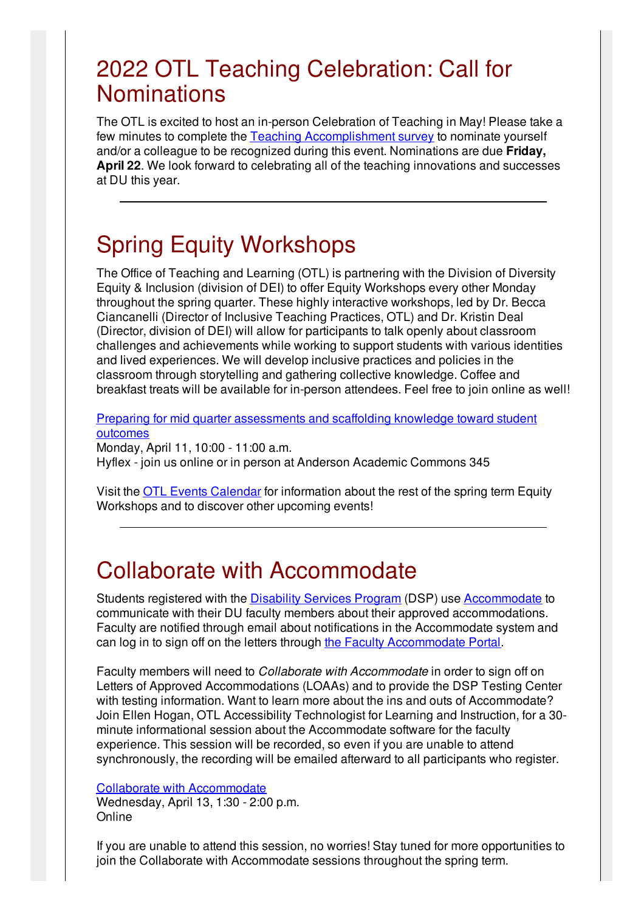# 2022 OTL Teaching Celebration: Call for Nominations

The OTL is excited to host an in-person Celebration of Teaching in May! Please take a few minutes to complete the Teaching Accomplishment survey to nominate yourself and/or a colleague to be recognized during this event. Nominations are due **Friday, April 22**. We look forward to celebrating all of the teaching innovations and successes at DU this year.

---

# Spring Equity Workshops

The Office of Teaching and Learning (OTL) is partnering with the Division of Diversity Equity & Inclusion (division of DEI) to offer Equity Workshops every other Monday throughout the spring quarter. These highly interactive workshops, led by Dr. Becca Ciancanelli (Director of Inclusive Teaching Practices, OTL) and Dr. Kristin Deal (Director, division of DEI) will allow for participants to talk openly about classroom challenges and achievements while working to support students with various identities and lived experiences. We will develop inclusive practices and policies in the classroom through storytelling and gathering collective knowledge. Coffee and breakfast treats will be available for in-person attendees. Feel free to join online as well!

Preparing for mid quarter assessments and scaffolding knowledge toward student outcomes
Monday, April 11, 10:00 - 11:00 a.m.
Hyflex - join us online or in person at Anderson Academic Commons 345

Visit the OTL Events Calendar for information about the rest of the spring term Equity Workshops and to discover other upcoming events!

---

# Collaborate with Accommodate

Students registered with the Disability Services Program (DSP) use Accommodate to communicate with their DU faculty members about their approved accommodations. Faculty are notified through email about notifications in the Accommodate system and can log in to sign off on the letters through the Faculty Accommodate Portal.

Faculty members will need to *Collaborate with Accommodate* in order to sign off on Letters of Approved Accommodations (LOAAs) and to provide the DSP Testing Center with testing information. Want to learn more about the ins and outs of Accommodate? Join Ellen Hogan, OTL Accessibility Technologist for Learning and Instruction, for a 30-minute informational session about the Accommodate software for the faculty experience. This session will be recorded, so even if you are unable to attend synchronously, the recording will be emailed afterward to all participants who register.

Collaborate with Accommodate
Wednesday, April 13, 1:30 - 2:00 p.m.
Online

If you are unable to attend this session, no worries! Stay tuned for more opportunities to join the Collaborate with Accommodate sessions throughout the spring term.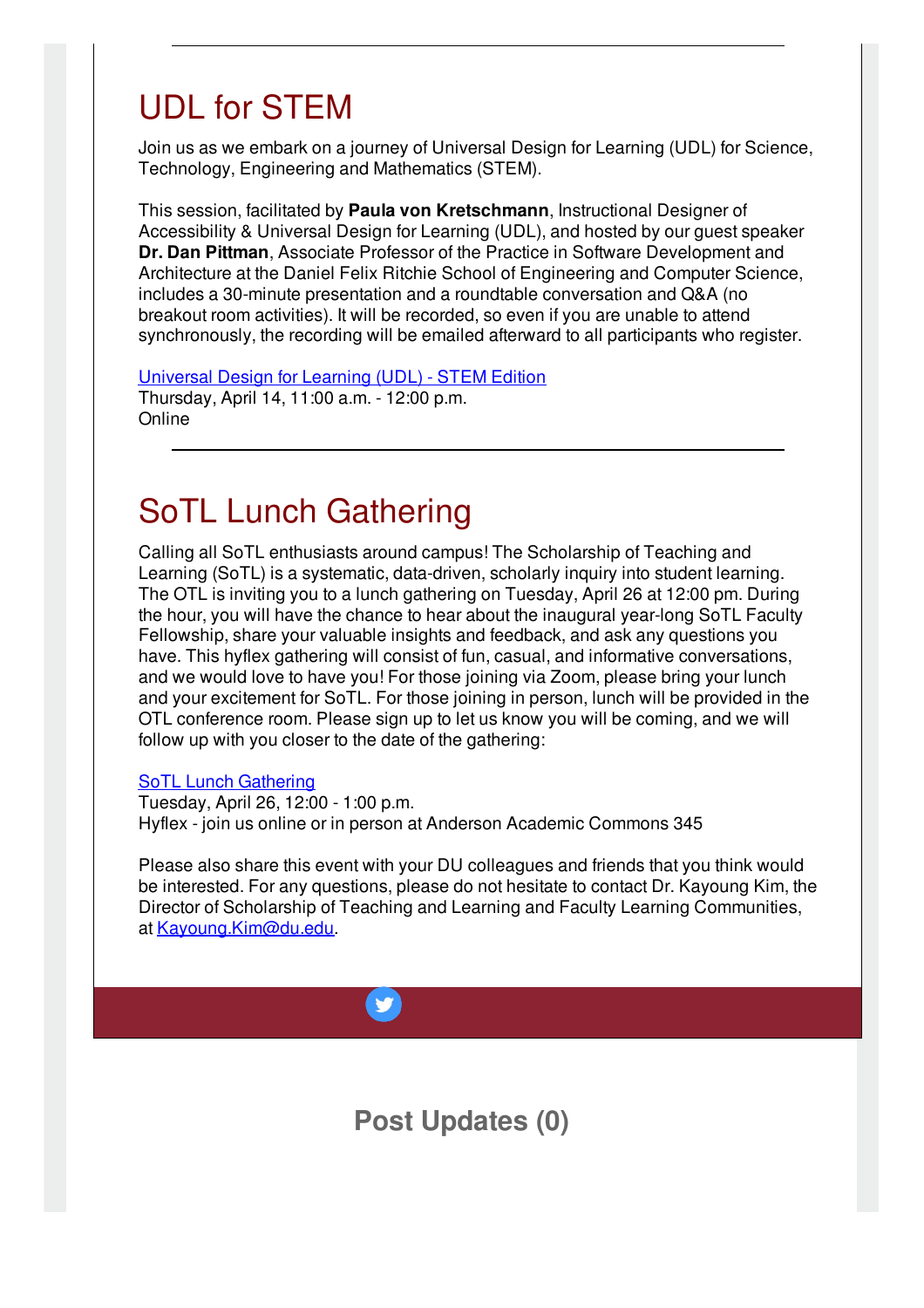# UDL for STEM

Join us as we embark on a journey of Universal Design for Learning (UDL) for Science, Technology, Engineering and Mathematics (STEM).

This session, facilitated by **Paula von Kretschmann**, Instructional Designer of Accessibility & Universal Design for Learning (UDL), and hosted by our guest speaker **Dr. Dan Pittman**, Associate Professor of the Practice in Software Development and Architecture at the Daniel Felix Ritchie School of Engineering and Computer Science, includes a 30-minute presentation and a roundtable conversation and Q&A (no breakout room activities). It will be recorded, so even if you are unable to attend synchronously, the recording will be emailed afterward to all participants who register.

Universal Design for Learning (UDL) - STEM Edition
Thursday, April 14, 11:00 a.m. - 12:00 p.m.
Online

---

# SoTL Lunch Gathering

Calling all SoTL enthusiasts around campus! The Scholarship of Teaching and Learning (SoTL) is a systematic, data-driven, scholarly inquiry into student learning. The OTL is inviting you to a lunch gathering on Tuesday, April 26 at 12:00 pm. During the hour, you will have the chance to hear about the inaugural year-long SoTL Faculty Fellowship, share your valuable insights and feedback, and ask any questions you have. This hyflex gathering will consist of fun, casual, and informative conversations, and we would love to have you! For those joining via Zoom, please bring your lunch and your excitement for SoTL. For those joining in person, lunch will be provided in the OTL conference room. Please sign up to let us know you will be coming, and we will follow up with you closer to the date of the gathering:

SoTL Lunch Gathering
Tuesday, April 26, 12:00 - 1:00 p.m.
Hyflex - join us online or in person at Anderson Academic Commons 345

Please also share this event with your DU colleagues and friends that you think would be interested. For any questions, please do not hesitate to contact Dr. Kayoung Kim, the Director of Scholarship of Teaching and Learning and Faculty Learning Communities, at Kayoung.Kim@du.edu.

## Post Updates (0)